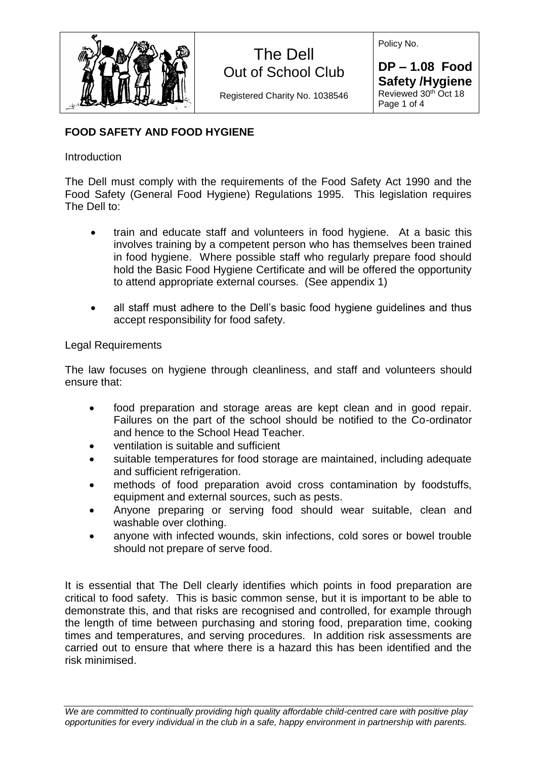# FOOD SAFETY AND FOOD HYGIENE

Introduction

The Dell must comply with the requirements of the Food Safety Act 1990 and the Food Safety (General Food Hygiene) Regulations 1995. This legislation requires The Dell to:

- train and educate staff and volunteers in food hygiene. At a basic this involves training by a competent person who has themselves been trained in food hygiene. Where possible staff who regularly prepare food should hold the Basic Food Hygiene Certificate and will be offered the opportunity to attend appropriate external courses. (See appendix 1)
- all staff must adhere to the Dell's basic food hygiene guidelines and thus accept responsibility for food safety.

Legal Requirements

The law focuses on hygiene through cleanliness, and staff and volunteers should ensure that:

- food preparation and storage areas are kept clean and in good repair. Failures on the part of the school should be notified to the Co-ordinator and hence to the School Head Teacher.
- ventilation is suitable and sufficient
- suitable temperatures for food storage are maintained, including adequate and sufficient refrigeration.
- methods of food preparation avoid cross contamination by foodstuffs, equipment and external sources, such as pests.
- Anyone preparing or serving food should wear suitable, clean and washable over clothing.
- anyone with infected wounds, skin infections, cold sores or bowel trouble should not prepare of serve food.

It is essential that The Dell clearly identifies which points in food preparation are critical to food safety. This is basic common sense, but it is important to be able to demonstrate this, and that risks are recognised and controlled, for example through the length of time between purchasing and storing food, preparation time, cooking times and temperatures, and serving procedures. In addition risk assessments are carried out to ensure that where there is a hazard this has been identified and the risk minimised.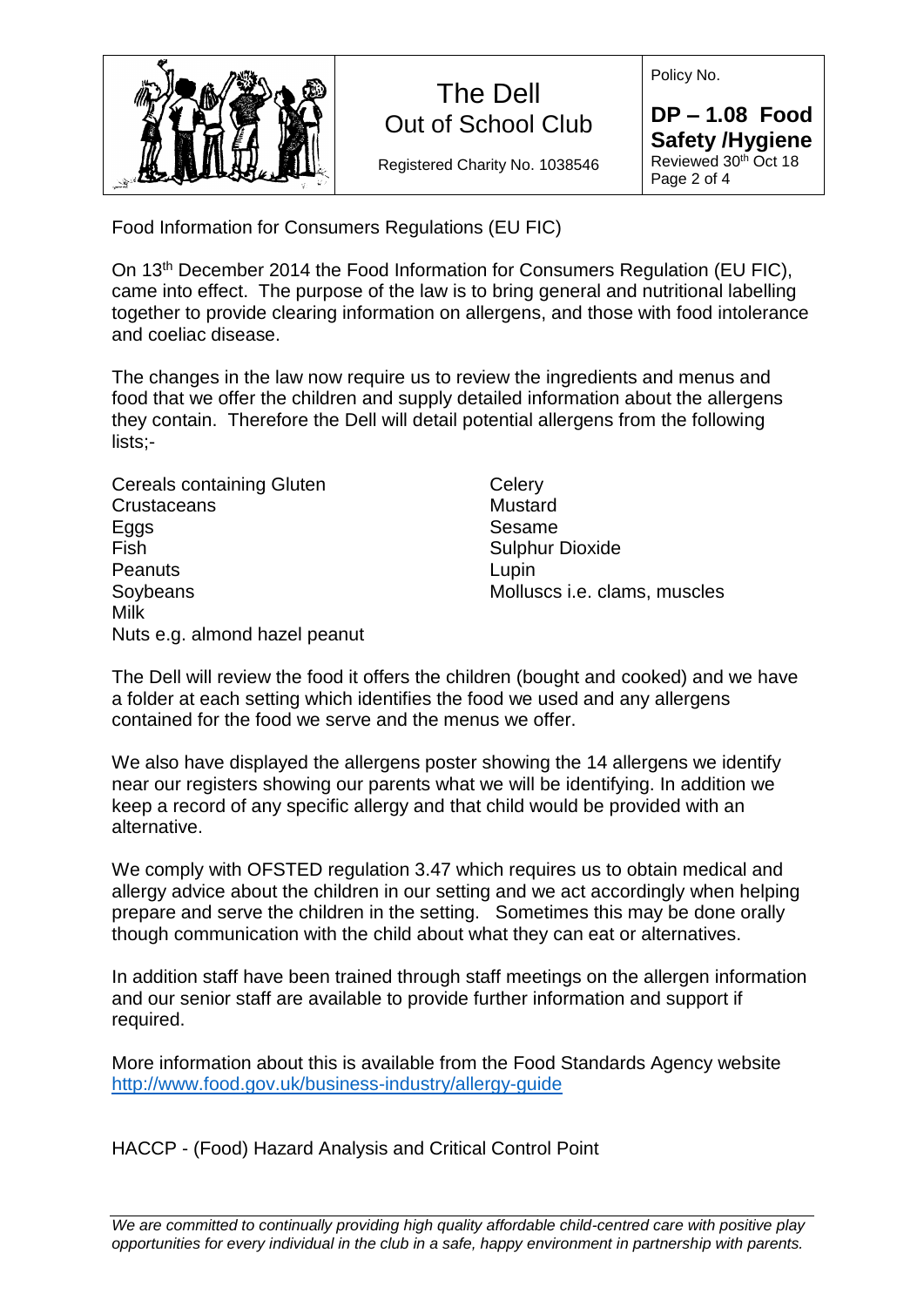Food Information for Consumers Regulations (EU FIC)

On 13th December 2014 the Food Information for Consumers Regulation (EU FIC), came into effect. The purpose of the law is to bring general and nutritional labelling together to provide clearing information on allergens, and those with food intolerance and coeliac disease.

The changes in the law now require us to review the ingredients and menus and food that we offer the children and supply detailed information about the allergens they contain. Therefore the Dell will detail potential allergens from the following lists;-

Cereals containing Gluten
Crustaceans
Eggs
Fish
Peanuts
Soybeans
Milk
Nuts e.g. almond hazel peanut
Celery
Mustard
Sesame
Sulphur Dioxide
Lupin
Molluscs i.e. clams, muscles

The Dell will review the food it offers the children (bought and cooked) and we have a folder at each setting which identifies the food we used and any allergens contained for the food we serve and the menus we offer.

We also have displayed the allergens poster showing the 14 allergens we identify near our registers showing our parents what we will be identifying. In addition we keep a record of any specific allergy and that child would be provided with an alternative.

We comply with OFSTED regulation 3.47 which requires us to obtain medical and allergy advice about the children in our setting and we act accordingly when helping prepare and serve the children in the setting. Sometimes this may be done orally though communication with the child about what they can eat or alternatives.

In addition staff have been trained through staff meetings on the allergen information and our senior staff are available to provide further information and support if required.

More information about this is available from the Food Standards Agency website http://www.food.gov.uk/business-industry/allergy-guide

HACCP - (Food) Hazard Analysis and Critical Control Point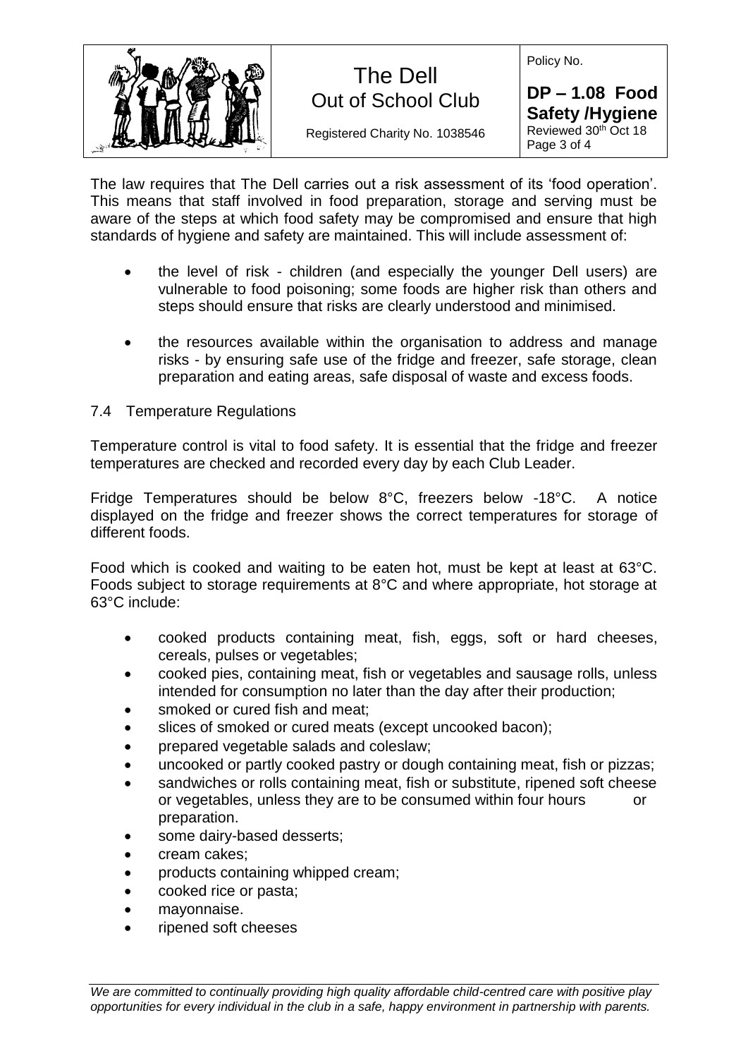The law requires that The Dell carries out a risk assessment of its 'food operation'. This means that staff involved in food preparation, storage and serving must be aware of the steps at which food safety may be compromised and ensure that high standards of hygiene and safety are maintained. This will include assessment of:

- the level of risk - children (and especially the younger Dell users) are vulnerable to food poisoning; some foods are higher risk than others and steps should ensure that risks are clearly understood and minimised.

- the resources available within the organisation to address and manage risks - by ensuring safe use of the fridge and freezer, safe storage, clean preparation and eating areas, safe disposal of waste and excess foods.

### 7.4 Temperature Regulations

Temperature control is vital to food safety. It is essential that the fridge and freezer temperatures are checked and recorded every day by each Club Leader.

Fridge Temperatures should be below 8°C, freezers below -18°C. A notice displayed on the fridge and freezer shows the correct temperatures for storage of different foods.

Food which is cooked and waiting to be eaten hot, must be kept at least at 63°C. Foods subject to storage requirements at 8°C and where appropriate, hot storage at 63°C include:

- cooked products containing meat, fish, eggs, soft or hard cheeses, cereals, pulses or vegetables;
- cooked pies, containing meat, fish or vegetables and sausage rolls, unless intended for consumption no later than the day after their production;
- smoked or cured fish and meat;
- slices of smoked or cured meats (except uncooked bacon);
- prepared vegetable salads and coleslaw;
- uncooked or partly cooked pastry or dough containing meat, fish or pizzas;
- sandwiches or rolls containing meat, fish or substitute, ripened soft cheese or vegetables, unless they are to be consumed within four hours or preparation.
- some dairy-based desserts;
- cream cakes;
- products containing whipped cream;
- cooked rice or pasta;
- mayonnaise.
- ripened soft cheeses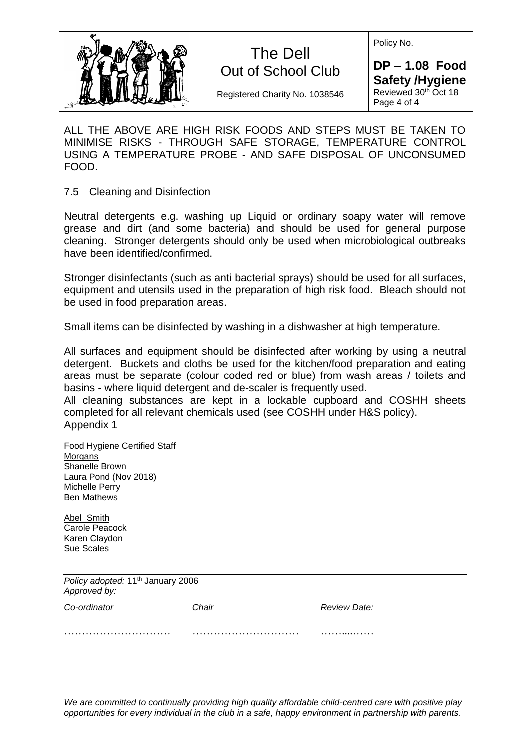ALL THE ABOVE ARE HIGH RISK FOODS AND STEPS MUST BE TAKEN TO MINIMISE RISKS - THROUGH SAFE STORAGE, TEMPERATURE CONTROL USING A TEMPERATURE PROBE - AND SAFE DISPOSAL OF UNCONSUMED FOOD.

## 7.5 Cleaning and Disinfection

Neutral detergents e.g. washing up Liquid or ordinary soapy water will remove grease and dirt (and some bacteria) and should be used for general purpose cleaning. Stronger detergents should only be used when microbiological outbreaks have been identified/confirmed.

Stronger disinfectants (such as anti bacterial sprays) should be used for all surfaces, equipment and utensils used in the preparation of high risk food. Bleach should not be used in food preparation areas.

Small items can be disinfected by washing in a dishwasher at high temperature.

All surfaces and equipment should be disinfected after working by using a neutral detergent. Buckets and cloths be used for the kitchen/food preparation and eating areas must be separate (colour coded red or blue) from wash areas / toilets and basins - where liquid detergent and de-scaler is frequently used.
All cleaning substances are kept in a lockable cupboard and COSHH sheets completed for all relevant chemicals used (see COSHH under H&S policy).

## Appendix 1

Food Hygiene Certified Staff

Morgans
Shanelle Brown
Laura Pond (Nov 2018)
Michelle Perry
Ben Mathews

Abel Smith
Carole Peacock
Karen Claydon
Sue Scales

*Policy adopted:* 11th January 2006
*Approved by:*

| | | |
|---|---|---|
| *Co-ordinator* | *Chair* | *Review Date:* |
| ………………………… | ………………………… | ……....…… |

*We are committed to continually providing high quality affordable child-centred care with positive play opportunities for every individual in the club in a safe, happy environment in partnership with parents.*